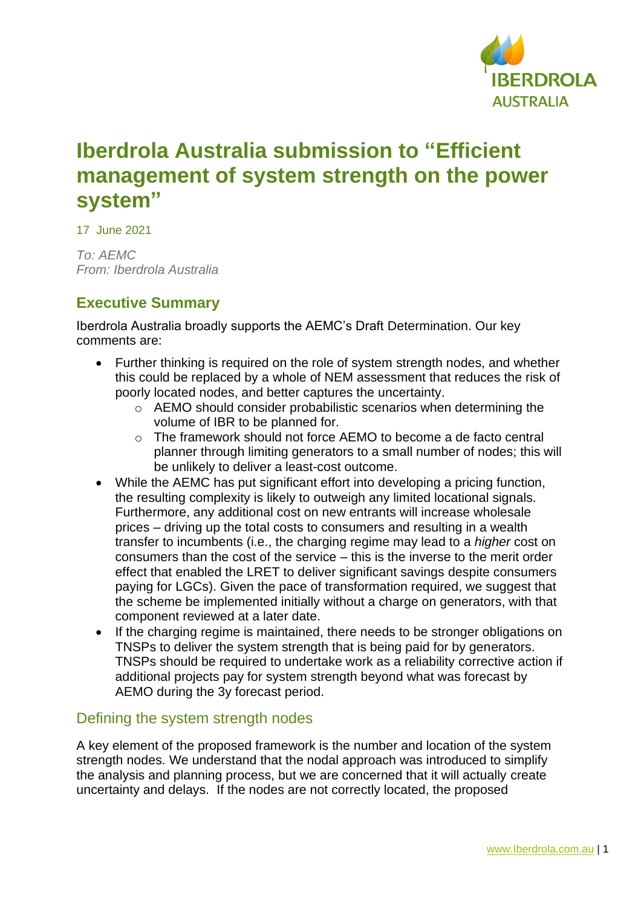# Iberdrola Australia submission to “Efficient management of system strength on the power system”

17 June 2021

*To: AEMC*
*From: Iberdrola Australia*

## Executive Summary

Iberdrola Australia broadly supports the AEMC’s Draft Determination. Our key comments are:

- Further thinking is required on the role of system strength nodes, and whether this could be replaced by a whole of NEM assessment that reduces the risk of poorly located nodes, and better captures the uncertainty.
    - AEMO should consider probabilistic scenarios when determining the volume of IBR to be planned for.
    - The framework should not force AEMO to become a de facto central planner through limiting generators to a small number of nodes; this will be unlikely to deliver a least-cost outcome.
- While the AEMC has put significant effort into developing a pricing function, the resulting complexity is likely to outweigh any limited locational signals. Furthermore, any additional cost on new entrants will increase wholesale prices – driving up the total costs to consumers and resulting in a wealth transfer to incumbents (i.e., the charging regime may lead to a *higher* cost on consumers than the cost of the service – this is the inverse to the merit order effect that enabled the LRET to deliver significant savings despite consumers paying for LGCs). Given the pace of transformation required, we suggest that the scheme be implemented initially without a charge on generators, with that component reviewed at a later date.
- If the charging regime is maintained, there needs to be stronger obligations on TNSPs to deliver the system strength that is being paid for by generators. TNSPs should be required to undertake work as a reliability corrective action if additional projects pay for system strength beyond what was forecast by AEMO during the 3y forecast period.

### Defining the system strength nodes

A key element of the proposed framework is the number and location of the system strength nodes. We understand that the nodal approach was introduced to simplify the analysis and planning process, but we are concerned that it will actually create uncertainty and delays. If the nodes are not correctly located, the proposed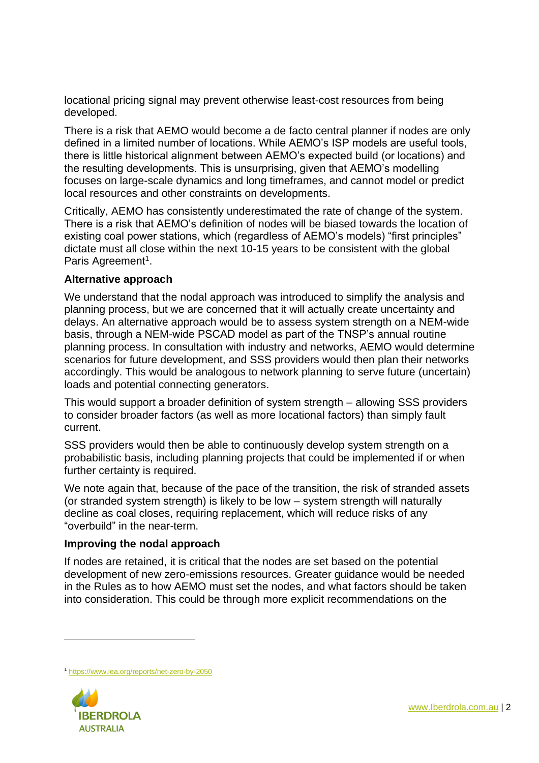locational pricing signal may prevent otherwise least-cost resources from being developed.

There is a risk that AEMO would become a de facto central planner if nodes are only defined in a limited number of locations. While AEMO's ISP models are useful tools, there is little historical alignment between AEMO's expected build (or locations) and the resulting developments. This is unsurprising, given that AEMO's modelling focuses on large-scale dynamics and long timeframes, and cannot model or predict local resources and other constraints on developments.

Critically, AEMO has consistently underestimated the rate of change of the system. There is a risk that AEMO's definition of nodes will be biased towards the location of existing coal power stations, which (regardless of AEMO's models) "first principles" dictate must all close within the next 10-15 years to be consistent with the global Paris Agreement[1].

**Alternative approach**

We understand that the nodal approach was introduced to simplify the analysis and planning process, but we are concerned that it will actually create uncertainty and delays. An alternative approach would be to assess system strength on a NEM-wide basis, through a NEM-wide PSCAD model as part of the TNSP's annual routine planning process. In consultation with industry and networks, AEMO would determine scenarios for future development, and SSS providers would then plan their networks accordingly. This would be analogous to network planning to serve future (uncertain) loads and potential connecting generators.

This would support a broader definition of system strength – allowing SSS providers to consider broader factors (as well as more locational factors) than simply fault current.

SSS providers would then be able to continuously develop system strength on a probabilistic basis, including planning projects that could be implemented if or when further certainty is required.

We note again that, because of the pace of the transition, the risk of stranded assets (or stranded system strength) is likely to be low – system strength will naturally decline as coal closes, requiring replacement, which will reduce risks of any "overbuild" in the near-term.

**Improving the nodal approach**

If nodes are retained, it is critical that the nodes are set based on the potential development of new zero-emissions resources. Greater guidance would be needed in the Rules as to how AEMO must set the nodes, and what factors should be taken into consideration. This could be through more explicit recommendations on the

[1] https://www.iea.org/reports/net-zero-by-2050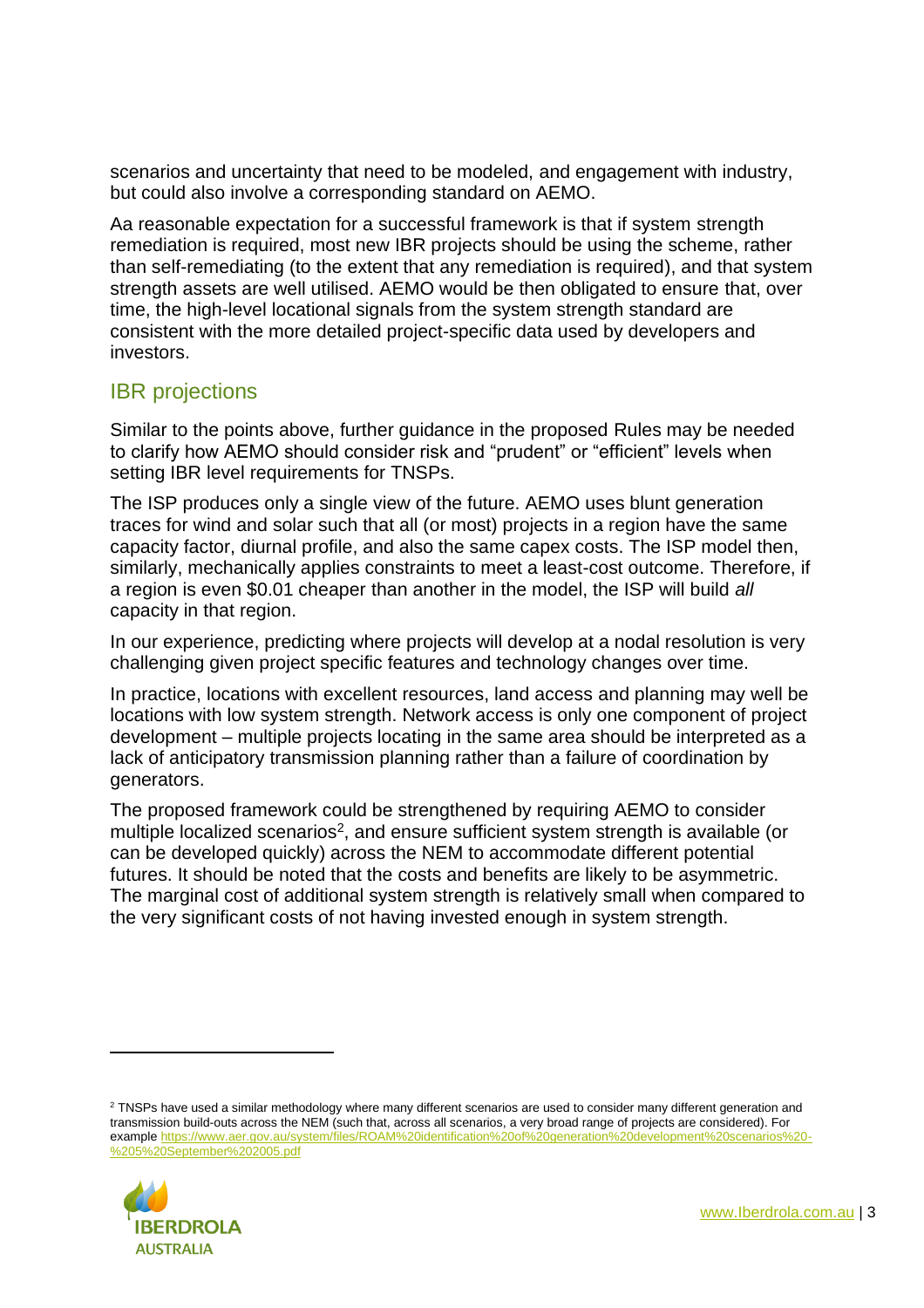scenarios and uncertainty that need to be modeled, and engagement with industry, but could also involve a corresponding standard on AEMO.

Aa reasonable expectation for a successful framework is that if system strength remediation is required, most new IBR projects should be using the scheme, rather than self-remediating (to the extent that any remediation is required), and that system strength assets are well utilised. AEMO would be then obligated to ensure that, over time, the high-level locational signals from the system strength standard are consistent with the more detailed project-specific data used by developers and investors.

## IBR projections

Similar to the points above, further guidance in the proposed Rules may be needed to clarify how AEMO should consider risk and "prudent" or "efficient" levels when setting IBR level requirements for TNSPs.

The ISP produces only a single view of the future. AEMO uses blunt generation traces for wind and solar such that all (or most) projects in a region have the same capacity factor, diurnal profile, and also the same capex costs. The ISP model then, similarly, mechanically applies constraints to meet a least-cost outcome. Therefore, if a region is even $0.01 cheaper than another in the model, the ISP will build *all* capacity in that region.

In our experience, predicting where projects will develop at a nodal resolution is very challenging given project specific features and technology changes over time.

In practice, locations with excellent resources, land access and planning may well be locations with low system strength. Network access is only one component of project development – multiple projects locating in the same area should be interpreted as a lack of anticipatory transmission planning rather than a failure of coordination by generators.

The proposed framework could be strengthened by requiring AEMO to consider multiple localized scenarios[2], and ensure sufficient system strength is available (or can be developed quickly) across the NEM to accommodate different potential futures. It should be noted that the costs and benefits are likely to be asymmetric. The marginal cost of additional system strength is relatively small when compared to the very significant costs of not having invested enough in system strength.

---

[2] TNSPs have used a similar methodology where many different scenarios are used to consider many different generation and transmission build-outs across the NEM (such that, across all scenarios, a very broad range of projects are considered). For example https://www.aer.gov.au/system/files/ROAM%20identification%20of%20generation%20development%20scenarios%20-%205%20September%202005.pdf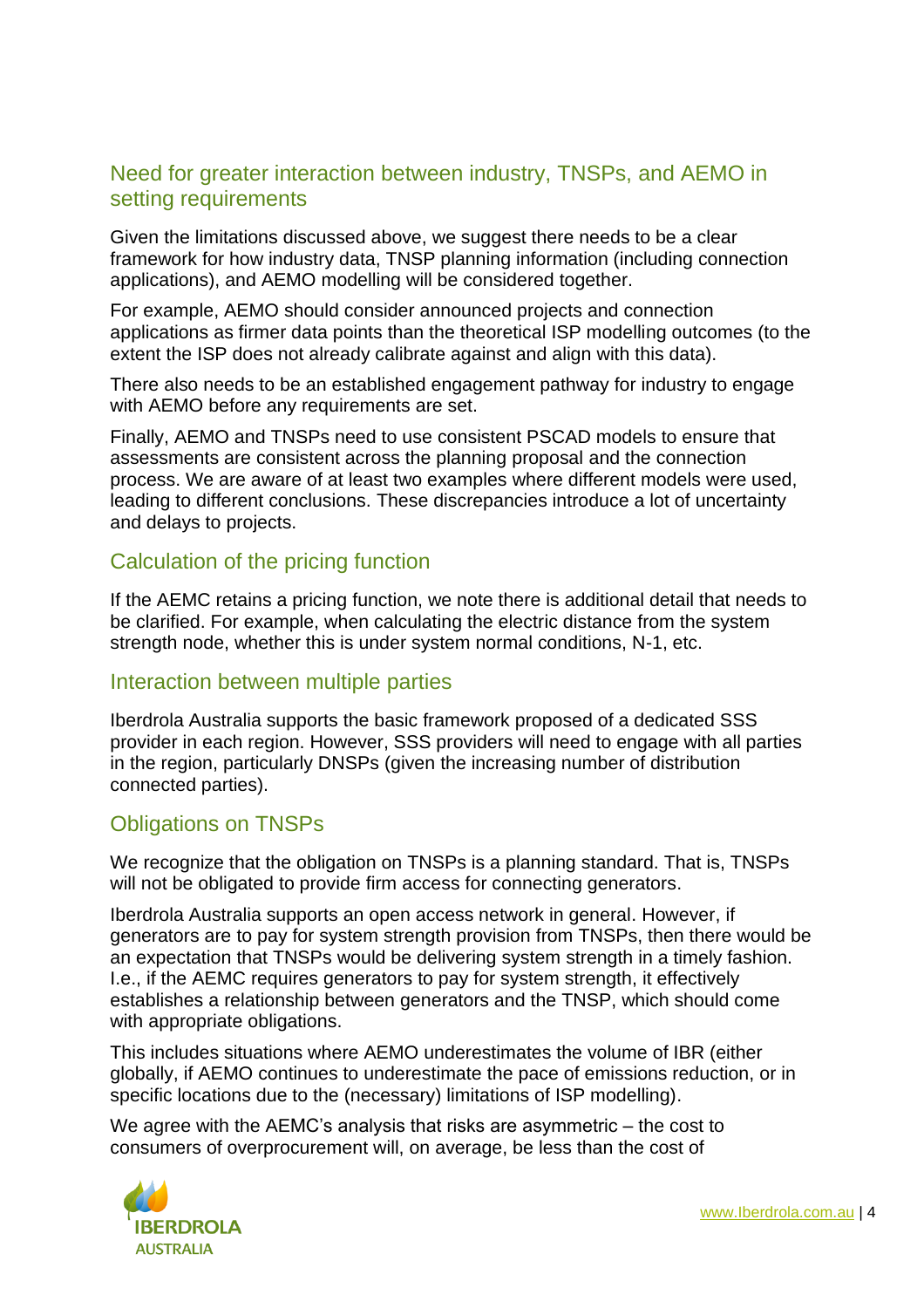## Need for greater interaction between industry, TNSPs, and AEMO in setting requirements

Given the limitations discussed above, we suggest there needs to be a clear framework for how industry data, TNSP planning information (including connection applications), and AEMO modelling will be considered together.

For example, AEMO should consider announced projects and connection applications as firmer data points than the theoretical ISP modelling outcomes (to the extent the ISP does not already calibrate against and align with this data).

There also needs to be an established engagement pathway for industry to engage with AEMO before any requirements are set.

Finally, AEMO and TNSPs need to use consistent PSCAD models to ensure that assessments are consistent across the planning proposal and the connection process. We are aware of at least two examples where different models were used, leading to different conclusions. These discrepancies introduce a lot of uncertainty and delays to projects.

## Calculation of the pricing function

If the AEMC retains a pricing function, we note there is additional detail that needs to be clarified. For example, when calculating the electric distance from the system strength node, whether this is under system normal conditions, N-1, etc.

## Interaction between multiple parties

Iberdrola Australia supports the basic framework proposed of a dedicated SSS provider in each region. However, SSS providers will need to engage with all parties in the region, particularly DNSPs (given the increasing number of distribution connected parties).

## Obligations on TNSPs

We recognize that the obligation on TNSPs is a planning standard. That is, TNSPs will not be obligated to provide firm access for connecting generators.

Iberdrola Australia supports an open access network in general. However, if generators are to pay for system strength provision from TNSPs, then there would be an expectation that TNSPs would be delivering system strength in a timely fashion. I.e., if the AEMC requires generators to pay for system strength, it effectively establishes a relationship between generators and the TNSP, which should come with appropriate obligations.

This includes situations where AEMO underestimates the volume of IBR (either globally, if AEMO continues to underestimate the pace of emissions reduction, or in specific locations due to the (necessary) limitations of ISP modelling).

We agree with the AEMC's analysis that risks are asymmetric – the cost to consumers of overprocurement will, on average, be less than the cost of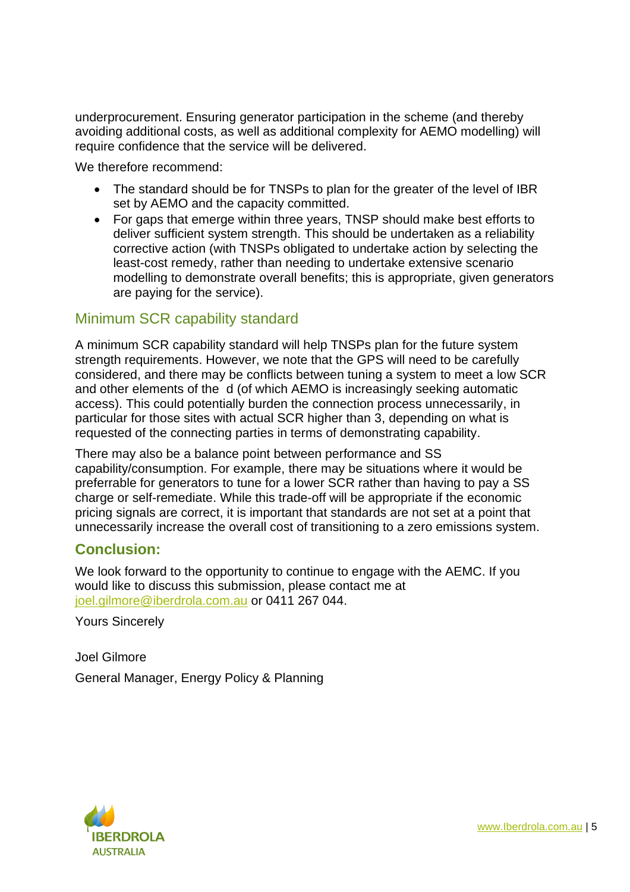underprocurement. Ensuring generator participation in the scheme (and thereby avoiding additional costs, as well as additional complexity for AEMO modelling) will require confidence that the service will be delivered.

We therefore recommend:

- The standard should be for TNSPs to plan for the greater of the level of IBR set by AEMO and the capacity committed.
- For gaps that emerge within three years, TNSP should make best efforts to deliver sufficient system strength. This should be undertaken as a reliability corrective action (with TNSPs obligated to undertake action by selecting the least-cost remedy, rather than needing to undertake extensive scenario modelling to demonstrate overall benefits; this is appropriate, given generators are paying for the service).

## Minimum SCR capability standard

A minimum SCR capability standard will help TNSPs plan for the future system strength requirements. However, we note that the GPS will need to be carefully considered, and there may be conflicts between tuning a system to meet a low SCR and other elements of the  d (of which AEMO is increasingly seeking automatic access). This could potentially burden the connection process unnecessarily, in particular for those sites with actual SCR higher than 3, depending on what is requested of the connecting parties in terms of demonstrating capability.

There may also be a balance point between performance and SS capability/consumption. For example, there may be situations where it would be preferrable for generators to tune for a lower SCR rather than having to pay a SS charge or self-remediate. While this trade-off will be appropriate if the economic pricing signals are correct, it is important that standards are not set at a point that unnecessarily increase the overall cost of transitioning to a zero emissions system.

## Conclusion:

We look forward to the opportunity to continue to engage with the AEMC. If you would like to discuss this submission, please contact me at joel.gilmore@iberdrola.com.au or 0411 267 044.

Yours Sincerely

Joel Gilmore

General Manager, Energy Policy & Planning